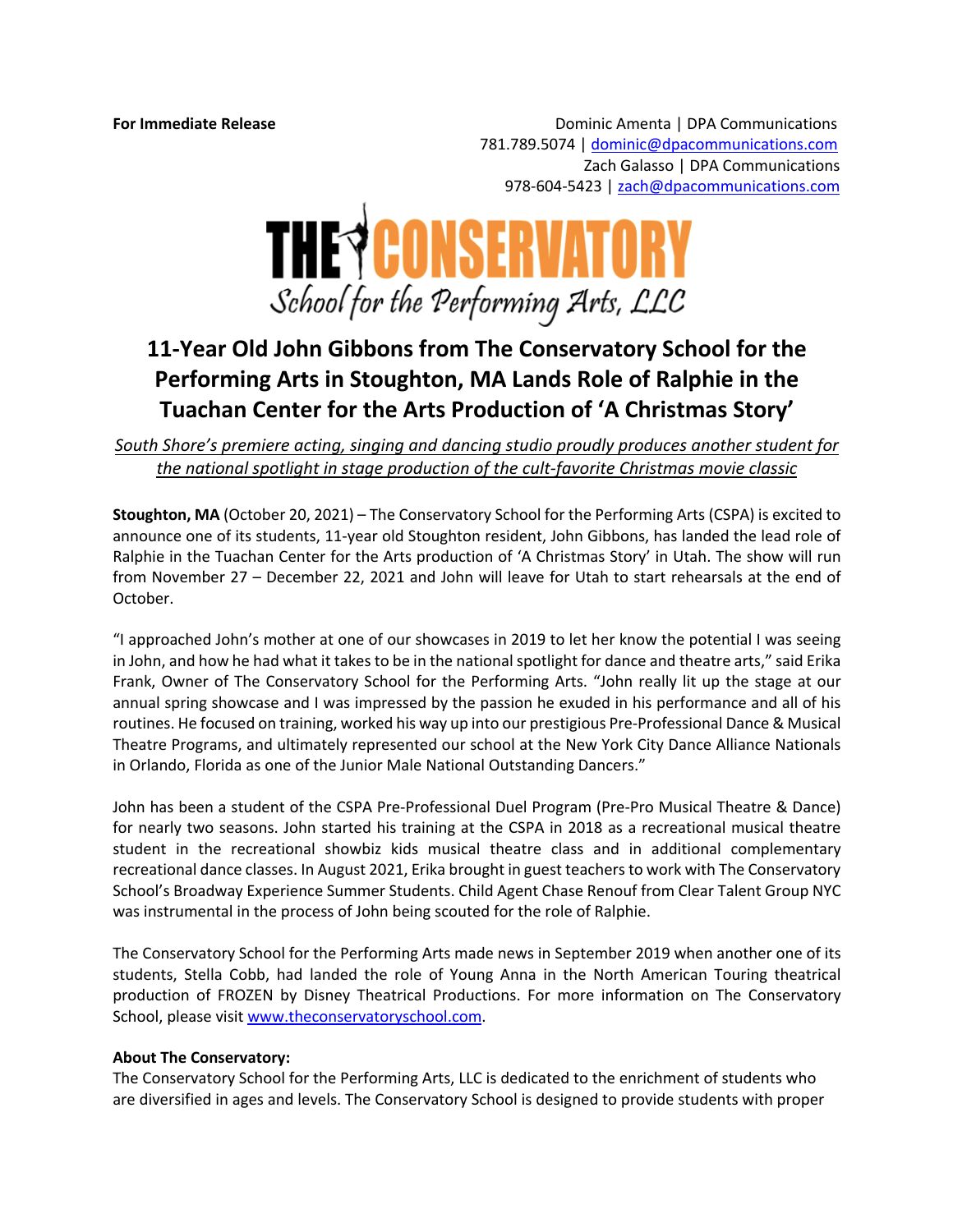**For Immediate Release**

Dominic Amenta | DPA Communications
781.789.5074 | dominic@dpacommunications.com
Zach Galasso | DPA Communications
978-604-5423 | zach@dpacommunications.com

THE CONSERVATORY
School for the Performing Arts, LLC

# 11-Year Old John Gibbons from The Conservatory School for the Performing Arts in Stoughton, MA Lands Role of Ralphie in the Tuachan Center for the Arts Production of 'A Christmas Story'

*South Shore's premiere acting, singing and dancing studio proudly produces another student for the national spotlight in stage production of the cult-favorite Christmas movie classic*

**Stoughton, MA** (October 20, 2021) – The Conservatory School for the Performing Arts (CSPA) is excited to announce one of its students, 11-year old Stoughton resident, John Gibbons, has landed the lead role of Ralphie in the Tuachan Center for the Arts production of 'A Christmas Story' in Utah. The show will run from November 27 – December 22, 2021 and John will leave for Utah to start rehearsals at the end of October.

"I approached John's mother at one of our showcases in 2019 to let her know the potential I was seeing in John, and how he had what it takes to be in the national spotlight for dance and theatre arts," said Erika Frank, Owner of The Conservatory School for the Performing Arts. "John really lit up the stage at our annual spring showcase and I was impressed by the passion he exuded in his performance and all of his routines. He focused on training, worked his way up into our prestigious Pre-Professional Dance & Musical Theatre Programs, and ultimately represented our school at the New York City Dance Alliance Nationals in Orlando, Florida as one of the Junior Male National Outstanding Dancers."

John has been a student of the CSPA Pre-Professional Duel Program (Pre-Pro Musical Theatre & Dance) for nearly two seasons. John started his training at the CSPA in 2018 as a recreational musical theatre student in the recreational showbiz kids musical theatre class and in additional complementary recreational dance classes. In August 2021, Erika brought in guest teachers to work with The Conservatory School's Broadway Experience Summer Students. Child Agent Chase Renouf from Clear Talent Group NYC was instrumental in the process of John being scouted for the role of Ralphie.

The Conservatory School for the Performing Arts made news in September 2019 when another one of its students, Stella Cobb, had landed the role of Young Anna in the North American Touring theatrical production of FROZEN by Disney Theatrical Productions. For more information on The Conservatory School, please visit www.theconservatoryschool.com.

**About The Conservatory:**
The Conservatory School for the Performing Arts, LLC is dedicated to the enrichment of students who are diversified in ages and levels. The Conservatory School is designed to provide students with proper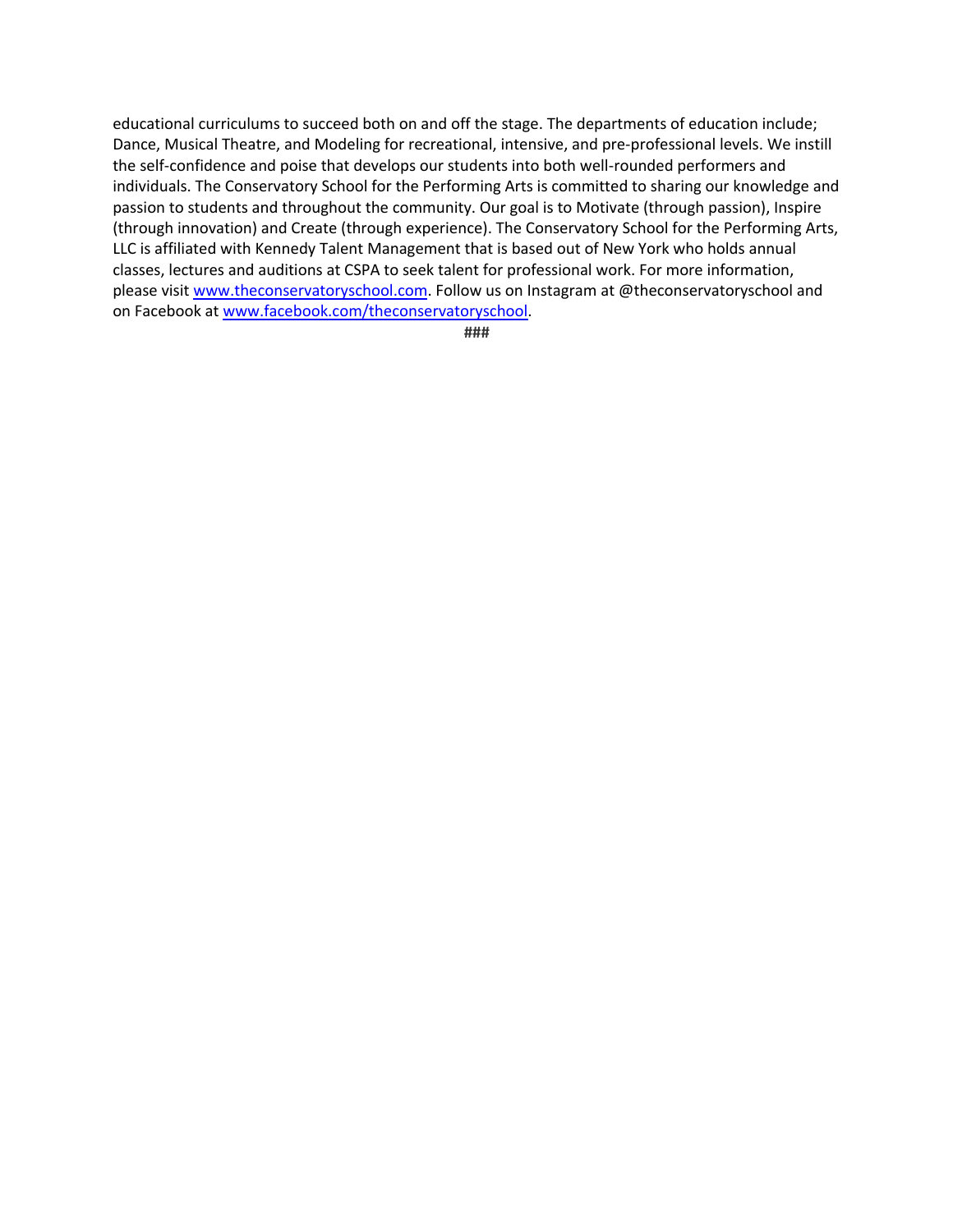educational curriculums to succeed both on and off the stage. The departments of education include; Dance, Musical Theatre, and Modeling for recreational, intensive, and pre-professional levels. We instill the self-confidence and poise that develops our students into both well-rounded performers and individuals. The Conservatory School for the Performing Arts is committed to sharing our knowledge and passion to students and throughout the community. Our goal is to Motivate (through passion), Inspire (through innovation) and Create (through experience). The Conservatory School for the Performing Arts, LLC is affiliated with Kennedy Talent Management that is based out of New York who holds annual classes, lectures and auditions at CSPA to seek talent for professional work. For more information, please visit [www.theconservatoryschool.com](http://www.theconservatoryschool.com). Follow us on Instagram at @theconservatoryschool and on Facebook at [www.facebook.com/theconservatoryschool](http://www.facebook.com/theconservatoryschool).

###